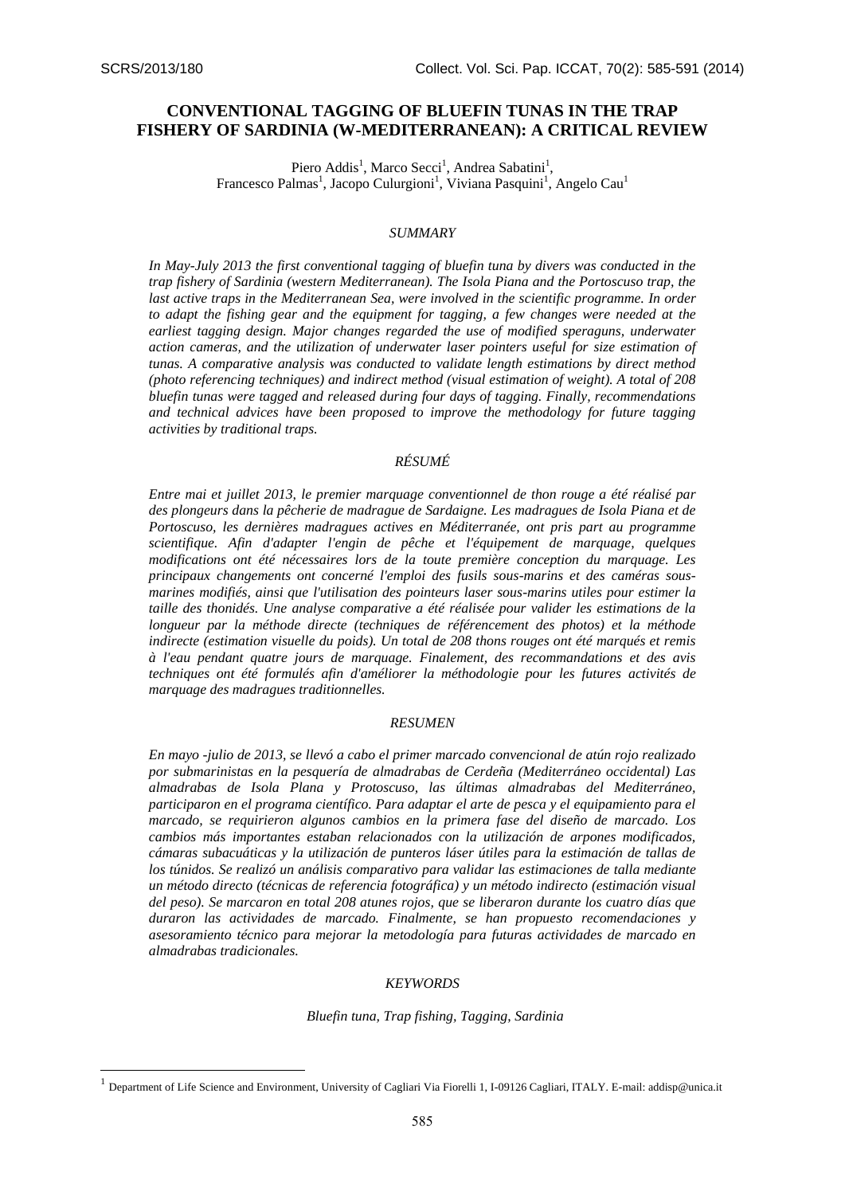# CONVENTIONAL TAGGING OF BLUEFIN TUNAS IN THE TRAP FISHERY OF SARDINIA (W-MEDITERRANEAN): A CRITICAL REVIEW

Piero Addis[1], Marco Secci[1], Andrea Sabatini[1], Francesco Palmas[1], Jacopo Culurgioni[1], Viviana Pasquini[1], Angelo Cau[1]

## *SUMMARY*

*In May-July 2013 the first conventional tagging of bluefin tuna by divers was conducted in the trap fishery of Sardinia (western Mediterranean). The Isola Piana and the Portoscuso trap, the last active traps in the Mediterranean Sea, were involved in the scientific programme. In order to adapt the fishing gear and the equipment for tagging, a few changes were needed at the earliest tagging design. Major changes regarded the use of modified speraguns, underwater action cameras, and the utilization of underwater laser pointers useful for size estimation of tunas. A comparative analysis was conducted to validate length estimations by direct method (photo referencing techniques) and indirect method (visual estimation of weight). A total of 208 bluefin tunas were tagged and released during four days of tagging. Finally, recommendations and technical advices have been proposed to improve the methodology for future tagging activities by traditional traps.*

## *RÉSUMÉ*

*Entre mai et juillet 2013, le premier marquage conventionnel de thon rouge a été réalisé par des plongeurs dans la pêcherie de madrague de Sardaigne. Les madragues de Isola Piana et de Portoscuso, les dernières madragues actives en Méditerranée, ont pris part au programme scientifique. Afin d'adapter l'engin de pêche et l'équipement de marquage, quelques modifications ont été nécessaires lors de la toute première conception du marquage. Les principaux changements ont concerné l'emploi des fusils sous-marins et des caméras sous-marines modifiés, ainsi que l'utilisation des pointeurs laser sous-marins utiles pour estimer la taille des thonidés. Une analyse comparative a été réalisée pour valider les estimations de la longueur par la méthode directe (techniques de référencement des photos) et la méthode indirecte (estimation visuelle du poids). Un total de 208 thons rouges ont été marqués et remis à l'eau pendant quatre jours de marquage. Finalement, des recommandations et des avis techniques ont été formulés afin d'améliorer la méthodologie pour les futures activités de marquage des madragues traditionnelles.*

## *RESUMEN*

*En mayo -julio de 2013, se llevó a cabo el primer marcado convencional de atún rojo realizado por submarinistas en la pesquería de almadrabas de Cerdeña (Mediterráneo occidental) Las almadrabas de Isola Plana y Protoscuso, las últimas almadrabas del Mediterráneo, participaron en el programa científico. Para adaptar el arte de pesca y el equipamiento para el marcado, se requirieron algunos cambios en la primera fase del diseño de marcado. Los cambios más importantes estaban relacionados con la utilización de arpones modificados, cámaras subacuáticas y la utilización de punteros láser útiles para la estimación de tallas de los túnidos. Se realizó un análisis comparativo para validar las estimaciones de talla mediante un método directo (técnicas de referencia fotográfica) y un método indirecto (estimación visual del peso). Se marcaron en total 208 atunes rojos, que se liberaron durante los cuatro días que duraron las actividades de marcado. Finalmente, se han propuesto recomendaciones y asesoramiento técnico para mejorar la metodología para futuras actividades de marcado en almadrabas tradicionales.*

## *KEYWORDS*

*Bluefin tuna, Trap fishing, Tagging, Sardinia*

---

[1] Department of Life Science and Environment, University of Cagliari Via Fiorelli 1, I-09126 Cagliari, ITALY. E-mail: addisp@unica.it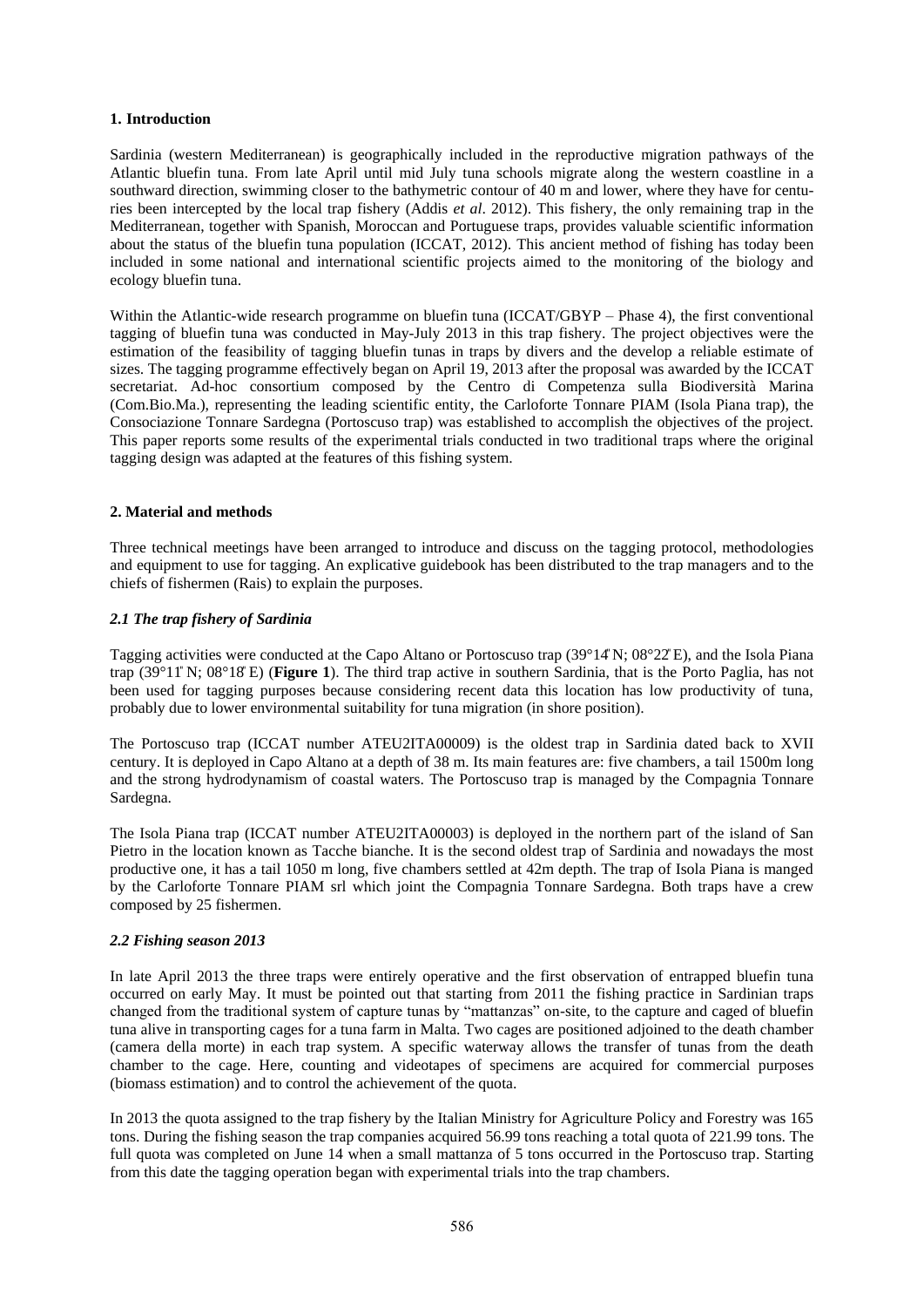## 1. Introduction

Sardinia (western Mediterranean) is geographically included in the reproductive migration pathways of the Atlantic bluefin tuna. From late April until mid July tuna schools migrate along the western coastline in a southward direction, swimming closer to the bathymetric contour of 40 m and lower, where they have for centuries been intercepted by the local trap fishery (Addis *et al*. 2012). This fishery, the only remaining trap in the Mediterranean, together with Spanish, Moroccan and Portuguese traps, provides valuable scientific information about the status of the bluefin tuna population (ICCAT, 2012). This ancient method of fishing has today been included in some national and international scientific projects aimed to the monitoring of the biology and ecology bluefin tuna.

Within the Atlantic-wide research programme on bluefin tuna (ICCAT/GBYP – Phase 4), the first conventional tagging of bluefin tuna was conducted in May-July 2013 in this trap fishery. The project objectives were the estimation of the feasibility of tagging bluefin tunas in traps by divers and the develop a reliable estimate of sizes. The tagging programme effectively began on April 19, 2013 after the proposal was awarded by the ICCAT secretariat. Ad-hoc consortium composed by the Centro di Competenza sulla Biodiversità Marina (Com.Bio.Ma.), representing the leading scientific entity, the Carloforte Tonnare PIAM (Isola Piana trap), the Consociazione Tonnare Sardegna (Portoscuso trap) was established to accomplish the objectives of the project. This paper reports some results of the experimental trials conducted in two traditional traps where the original tagging design was adapted at the features of this fishing system.

## 2. Material and methods

Three technical meetings have been arranged to introduce and discuss on the tagging protocol, methodologies and equipment to use for tagging. An explicative guidebook has been distributed to the trap managers and to the chiefs of fishermen (Rais) to explain the purposes.

### *2.1 The trap fishery of Sardinia*

Tagging activities were conducted at the Capo Altano or Portoscuso trap (39°14' N; 08°22' E), and the Isola Piana trap (39°11' N; 08°18' E) (**Figure 1**). The third trap active in southern Sardinia, that is the Porto Paglia, has not been used for tagging purposes because considering recent data this location has low productivity of tuna, probably due to lower environmental suitability for tuna migration (in shore position).

The Portoscuso trap (ICCAT number ATEU2ITA00009) is the oldest trap in Sardinia dated back to XVII century. It is deployed in Capo Altano at a depth of 38 m. Its main features are: five chambers, a tail 1500m long and the strong hydrodynamism of coastal waters. The Portoscuso trap is managed by the Compagnia Tonnare Sardegna.

The Isola Piana trap (ICCAT number ATEU2ITA00003) is deployed in the northern part of the island of San Pietro in the location known as Tacche bianche. It is the second oldest trap of Sardinia and nowadays the most productive one, it has a tail 1050 m long, five chambers settled at 42m depth. The trap of Isola Piana is manged by the Carloforte Tonnare PIAM srl which joint the Compagnia Tonnare Sardegna. Both traps have a crew composed by 25 fishermen.

### *2.2 Fishing season 2013*

In late April 2013 the three traps were entirely operative and the first observation of entrapped bluefin tuna occurred on early May. It must be pointed out that starting from 2011 the fishing practice in Sardinian traps changed from the traditional system of capture tunas by "mattanzas" on-site, to the capture and caged of bluefin tuna alive in transporting cages for a tuna farm in Malta. Two cages are positioned adjoined to the death chamber (camera della morte) in each trap system. A specific waterway allows the transfer of tunas from the death chamber to the cage. Here, counting and videotapes of specimens are acquired for commercial purposes (biomass estimation) and to control the achievement of the quota.

In 2013 the quota assigned to the trap fishery by the Italian Ministry for Agriculture Policy and Forestry was 165 tons. During the fishing season the trap companies acquired 56.99 tons reaching a total quota of 221.99 tons. The full quota was completed on June 14 when a small mattanza of 5 tons occurred in the Portoscuso trap. Starting from this date the tagging operation began with experimental trials into the trap chambers.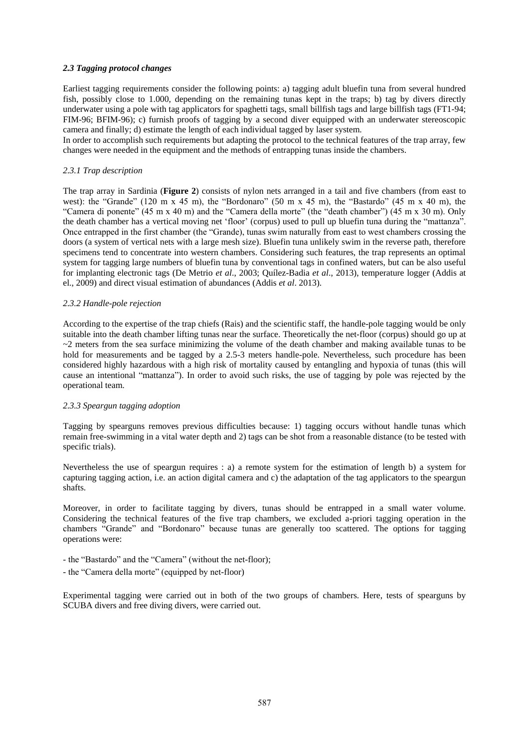### *2.3 Tagging protocol changes*

Earliest tagging requirements consider the following points: a) tagging adult bluefin tuna from several hundred fish, possibly close to 1.000, depending on the remaining tunas kept in the traps; b) tag by divers directly underwater using a pole with tag applicators for spaghetti tags, small billfish tags and large billfish tags (FT1-94; FIM-96; BFIM-96); c) furnish proofs of tagging by a second diver equipped with an underwater stereoscopic camera and finally; d) estimate the length of each individual tagged by laser system.
In order to accomplish such requirements but adapting the protocol to the technical features of the trap array, few changes were needed in the equipment and the methods of entrapping tunas inside the chambers.

#### *2.3.1 Trap description*

The trap array in Sardinia (**Figure 2**) consists of nylon nets arranged in a tail and five chambers (from east to west): the "Grande" (120 m x 45 m), the "Bordonaro" (50 m x 45 m), the "Bastardo" (45 m x 40 m), the "Camera di ponente" (45 m x 40 m) and the "Camera della morte" (the "death chamber") (45 m x 30 m). Only the death chamber has a vertical moving net 'floor' (corpus) used to pull up bluefin tuna during the "mattanza". Once entrapped in the first chamber (the "Grande), tunas swim naturally from east to west chambers crossing the doors (a system of vertical nets with a large mesh size). Bluefin tuna unlikely swim in the reverse path, therefore specimens tend to concentrate into western chambers. Considering such features, the trap represents an optimal system for tagging large numbers of bluefin tuna by conventional tags in confined waters, but can be also useful for implanting electronic tags (De Metrio *et al*., 2003; Quílez-Badia *et al*., 2013), temperature logger (Addis at el., 2009) and direct visual estimation of abundances (Addis *et al*. 2013).

#### *2.3.2 Handle-pole rejection*

According to the expertise of the trap chiefs (Rais) and the scientific staff, the handle-pole tagging would be only suitable into the death chamber lifting tunas near the surface. Theoretically the net-floor (corpus) should go up at ~2 meters from the sea surface minimizing the volume of the death chamber and making available tunas to be hold for measurements and be tagged by a 2.5-3 meters handle-pole. Nevertheless, such procedure has been considered highly hazardous with a high risk of mortality caused by entangling and hypoxia of tunas (this will cause an intentional "mattanza"). In order to avoid such risks, the use of tagging by pole was rejected by the operational team.

#### *2.3.3 Speargun tagging adoption*

Tagging by spearguns removes previous difficulties because: 1) tagging occurs without handle tunas which remain free-swimming in a vital water depth and 2) tags can be shot from a reasonable distance (to be tested with specific trials).

Nevertheless the use of speargun requires : a) a remote system for the estimation of length b) a system for capturing tagging action, i.e. an action digital camera and c) the adaptation of the tag applicators to the speargun shafts.

Moreover, in order to facilitate tagging by divers, tunas should be entrapped in a small water volume. Considering the technical features of the five trap chambers, we excluded a-priori tagging operation in the chambers "Grande" and "Bordonaro" because tunas are generally too scattered. The options for tagging operations were:

- the "Bastardo" and the "Camera" (without the net-floor);
- the "Camera della morte" (equipped by net-floor)

Experimental tagging were carried out in both of the two groups of chambers. Here, tests of spearguns by SCUBA divers and free diving divers, were carried out.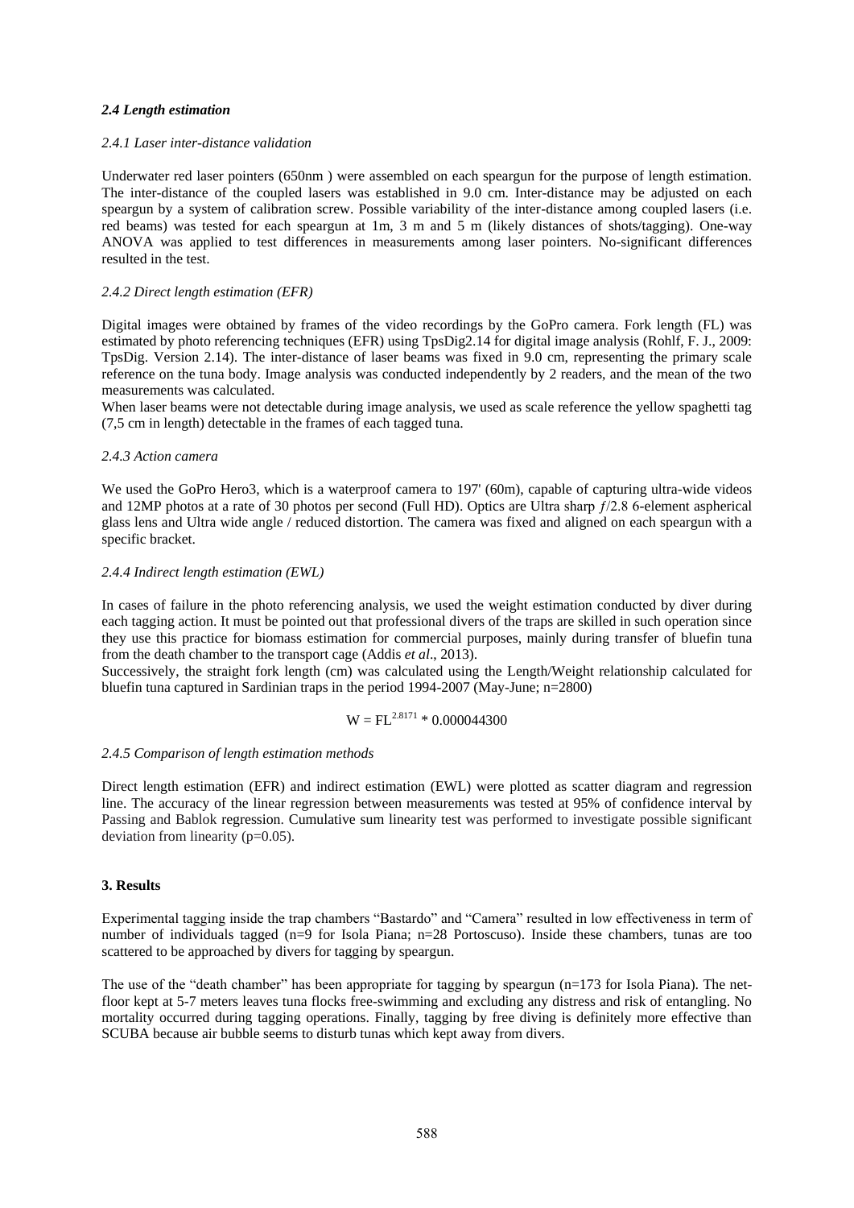### *2.4 Length estimation*

#### *2.4.1 Laser inter-distance validation*

Underwater red laser pointers (650nm ) were assembled on each speargun for the purpose of length estimation. The inter-distance of the coupled lasers was established in 9.0 cm. Inter-distance may be adjusted on each speargun by a system of calibration screw. Possible variability of the inter-distance among coupled lasers (i.e. red beams) was tested for each speargun at 1m, 3 m and 5 m (likely distances of shots/tagging). One-way ANOVA was applied to test differences in measurements among laser pointers. No-significant differences resulted in the test.

#### *2.4.2 Direct length estimation (EFR)*

Digital images were obtained by frames of the video recordings by the GoPro camera. Fork length (FL) was estimated by photo referencing techniques (EFR) using TpsDig2.14 for digital image analysis (Rohlf, F. J., 2009: TpsDig. Version 2.14). The inter-distance of laser beams was fixed in 9.0 cm, representing the primary scale reference on the tuna body. Image analysis was conducted independently by 2 readers, and the mean of the two measurements was calculated.

When laser beams were not detectable during image analysis, we used as scale reference the yellow spaghetti tag (7,5 cm in length) detectable in the frames of each tagged tuna.

#### *2.4.3 Action camera*

We used the GoPro Hero3, which is a waterproof camera to 197' (60m), capable of capturing ultra-wide videos and 12MP photos at a rate of 30 photos per second (Full HD). Optics are Ultra sharp $f$/2.8 6-element aspherical glass lens and Ultra wide angle / reduced distortion. The camera was fixed and aligned on each speargun with a specific bracket.

#### *2.4.4 Indirect length estimation (EWL)*

In cases of failure in the photo referencing analysis, we used the weight estimation conducted by diver during each tagging action. It must be pointed out that professional divers of the traps are skilled in such operation since they use this practice for biomass estimation for commercial purposes, mainly during transfer of bluefin tuna from the death chamber to the transport cage (Addis *et al*., 2013).

Successively, the straight fork length (cm) was calculated using the Length/Weight relationship calculated for bluefin tuna captured in Sardinian traps in the period 1994-2007 (May-June; n=2800)

$$W = FL^{2.8171} * 0.000044300$$

#### *2.4.5 Comparison of length estimation methods*

Direct length estimation (EFR) and indirect estimation (EWL) were plotted as scatter diagram and regression line. The accuracy of the linear regression between measurements was tested at 95% of confidence interval by Passing and Bablok regression. Cumulative sum linearity test was performed to investigate possible significant deviation from linearity ($p=0.05$).

## **3. Results**

Experimental tagging inside the trap chambers "Bastardo" and "Camera" resulted in low effectiveness in term of number of individuals tagged (n=9 for Isola Piana; n=28 Portoscuso). Inside these chambers, tunas are too scattered to be approached by divers for tagging by speargun.

The use of the "death chamber" has been appropriate for tagging by speargun (n=173 for Isola Piana). The net-floor kept at 5-7 meters leaves tuna flocks free-swimming and excluding any distress and risk of entangling. No mortality occurred during tagging operations. Finally, tagging by free diving is definitely more effective than SCUBA because air bubble seems to disturb tunas which kept away from divers.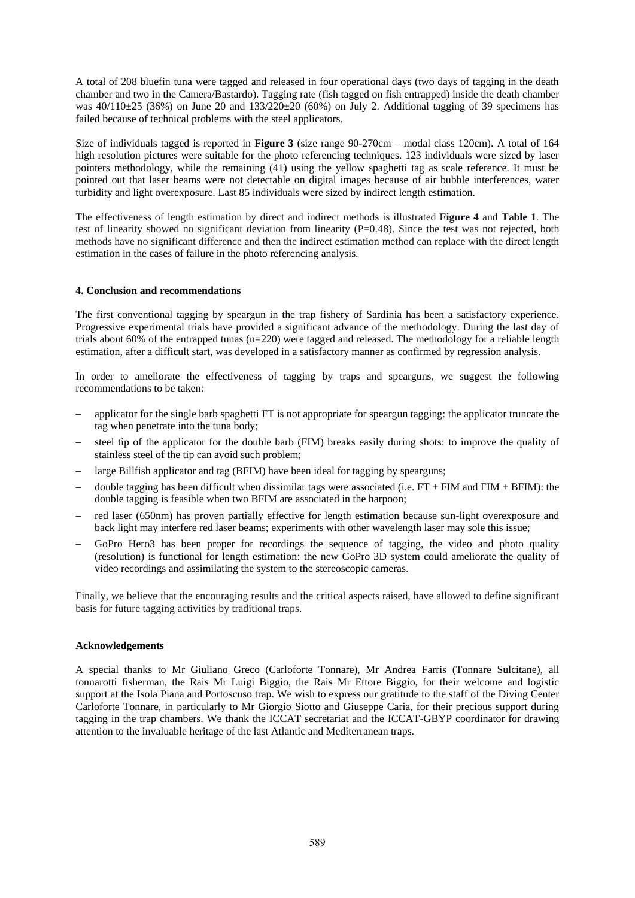A total of 208 bluefin tuna were tagged and released in four operational days (two days of tagging in the death chamber and two in the Camera/Bastardo). Tagging rate (fish tagged on fish entrapped) inside the death chamber was 40/110±25 (36%) on June 20 and 133/220±20 (60%) on July 2. Additional tagging of 39 specimens has failed because of technical problems with the steel applicators.

Size of individuals tagged is reported in **Figure 3** (size range 90-270cm – modal class 120cm). A total of 164 high resolution pictures were suitable for the photo referencing techniques. 123 individuals were sized by laser pointers methodology, while the remaining (41) using the yellow spaghetti tag as scale reference. It must be pointed out that laser beams were not detectable on digital images because of air bubble interferences, water turbidity and light overexposure. Last 85 individuals were sized by indirect length estimation.

The effectiveness of length estimation by direct and indirect methods is illustrated **Figure 4** and **Table 1**. The test of linearity showed no significant deviation from linearity (P=0.48). Since the test was not rejected, both methods have no significant difference and then the indirect estimation method can replace with the direct length estimation in the cases of failure in the photo referencing analysis.

## 4. Conclusion and recommendations

The first conventional tagging by speargun in the trap fishery of Sardinia has been a satisfactory experience. Progressive experimental trials have provided a significant advance of the methodology. During the last day of trials about 60% of the entrapped tunas (n=220) were tagged and released. The methodology for a reliable length estimation, after a difficult start, was developed in a satisfactory manner as confirmed by regression analysis.

In order to ameliorate the effectiveness of tagging by traps and spearguns, we suggest the following recommendations to be taken:

- applicator for the single barb spaghetti FT is not appropriate for speargun tagging: the applicator truncate the tag when penetrate into the tuna body;
- steel tip of the applicator for the double barb (FIM) breaks easily during shots: to improve the quality of stainless steel of the tip can avoid such problem;
- large Billfish applicator and tag (BFIM) have been ideal for tagging by spearguns;
- double tagging has been difficult when dissimilar tags were associated (i.e. FT + FIM and FIM + BFIM): the double tagging is feasible when two BFIM are associated in the harpoon;
- red laser (650nm) has proven partially effective for length estimation because sun-light overexposure and back light may interfere red laser beams; experiments with other wavelength laser may sole this issue;
- GoPro Hero3 has been proper for recordings the sequence of tagging, the video and photo quality (resolution) is functional for length estimation: the new GoPro 3D system could ameliorate the quality of video recordings and assimilating the system to the stereoscopic cameras.

Finally, we believe that the encouraging results and the critical aspects raised, have allowed to define significant basis for future tagging activities by traditional traps.

## Acknowledgements

A special thanks to Mr Giuliano Greco (Carloforte Tonnare), Mr Andrea Farris (Tonnare Sulcitane), all tonnarotti fisherman, the Rais Mr Luigi Biggio, the Rais Mr Ettore Biggio, for their welcome and logistic support at the Isola Piana and Portoscuso trap. We wish to express our gratitude to the staff of the Diving Center Carloforte Tonnare, in particularly to Mr Giorgio Siotto and Giuseppe Caria, for their precious support during tagging in the trap chambers. We thank the ICCAT secretariat and the ICCAT-GBYP coordinator for drawing attention to the invaluable heritage of the last Atlantic and Mediterranean traps.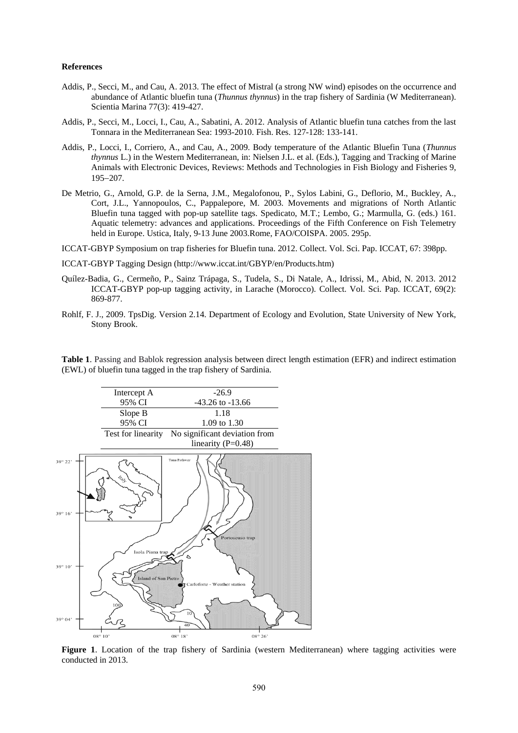**References**

Addis, P., Secci, M., and Cau, A. 2013. The effect of Mistral (a strong NW wind) episodes on the occurrence and abundance of Atlantic bluefin tuna (*Thunnus thynnus*) in the trap fishery of Sardinia (W Mediterranean). Scientia Marina 77(3): 419-427.

Addis, P., Secci, M., Locci, I., Cau, A., Sabatini, A. 2012. Analysis of Atlantic bluefin tuna catches from the last Tonnara in the Mediterranean Sea: 1993-2010. Fish. Res. 127-128: 133-141.

Addis, P., Locci, I., Corriero, A., and Cau, A., 2009. Body temperature of the Atlantic Bluefin Tuna (*Thunnus thynnus* L.) in the Western Mediterranean, in: Nielsen J.L. et al. (Eds.), Tagging and Tracking of Marine Animals with Electronic Devices, Reviews: Methods and Technologies in Fish Biology and Fisheries 9, 195–207.

De Metrio, G., Arnold, G.P. de la Serna, J.M., Megalofonou, P., Sylos Labini, G., Deflorio, M., Buckley, A., Cort, J.L., Yannopoulos, C., Pappalepore, M. 2003. Movements and migrations of North Atlantic Bluefin tuna tagged with pop-up satellite tags. Spedicato, M.T.; Lembo, G.; Marmulla, G. (eds.) 161. Aquatic telemetry: advances and applications. Proceedings of the Fifth Conference on Fish Telemetry held in Europe. Ustica, Italy, 9-13 June 2003.Rome, FAO/COISPA. 2005. 295p.

ICCAT-GBYP Symposium on trap fisheries for Bluefin tuna. 2012. Collect. Vol. Sci. Pap. ICCAT, 67: 398pp.

ICCAT-GBYP Tagging Design (http://www.iccat.int/GBYP/en/Products.htm)

Quílez-Badia, G., Cermeño, P., Sainz Trápaga, S., Tudela, S., Di Natale, A., Idrissi, M., Abid, N. 2013. 2012 ICCAT-GBYP pop-up tagging activity, in Larache (Morocco). Collect. Vol. Sci. Pap. ICCAT, 69(2): 869-877.

Rohlf, F. J., 2009. TpsDig. Version 2.14. Department of Ecology and Evolution, State University of New York, Stony Brook.

**Table 1**. Passing and Bablok regression analysis between direct length estimation (EFR) and indirect estimation (EWL) of bluefin tuna tagged in the trap fishery of Sardinia.

| | |
|---|---|
| Intercept A | -26.9 |
| 95% CI | -43.26 to -13.66 |
| Slope B | 1.18 |
| 95% CI | 1.09 to 1.30 |
| Test for linearity | No significant deviation from linearity (P=0.48) |

**Figure 1**. Location of the trap fishery of Sardinia (western Mediterranean) where tagging activities were conducted in 2013.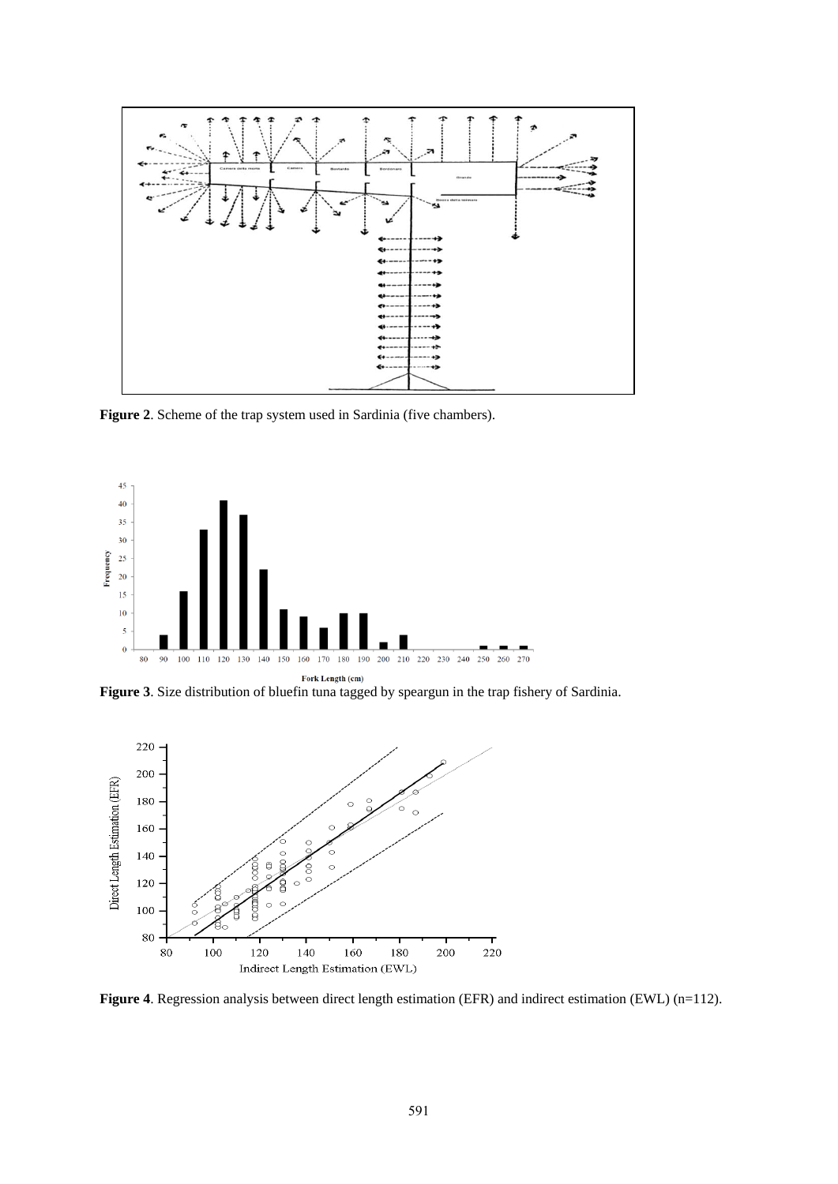Camera della morte

Camera

Bastardo

Bordonaro

Grande

Bocca della tonnara

**Figure 2**. Scheme of the trap system used in Sardinia (five chambers).

45
40
35
30
25
20
15
10
5
0

Frequency

80 90 100 110 120 130 140 150 160 170 180 190 200 210 220 230 240 250 260 270

Fork Length (cm)

**Figure 3**. Size distribution of bluefin tuna tagged by speargun in the trap fishery of Sardinia.

220
200
180
160
140
120
100
80

Direct Length Estimation (EFR)

80 100 120 140 160 180 200 220

Indirect Length Estimation (EWL)

**Figure 4**. Regression analysis between direct length estimation (EFR) and indirect estimation (EWL) (n=112).